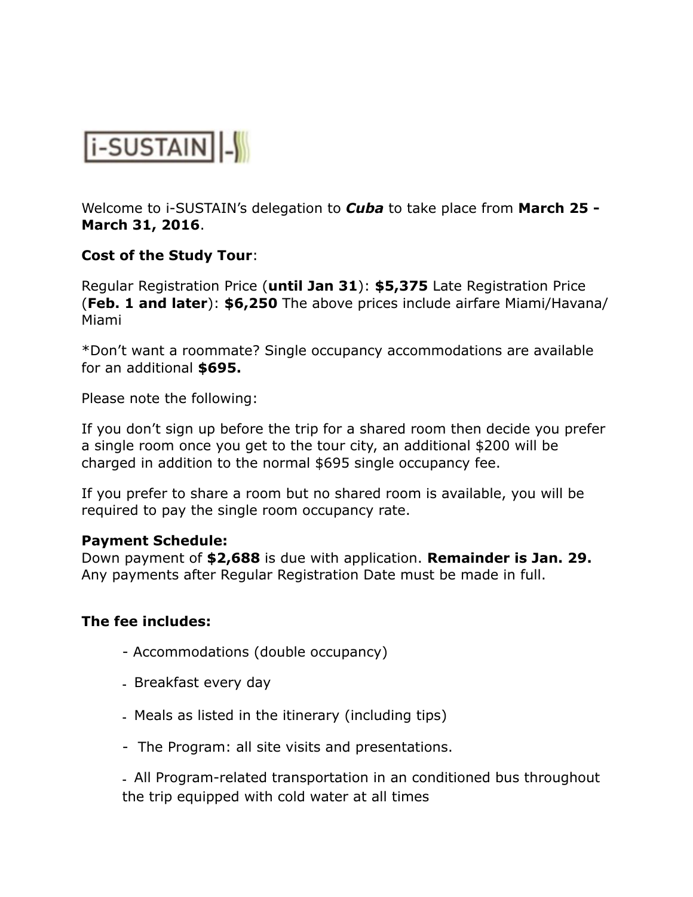i-SUSTAIN |-

Welcome to i-SUSTAIN's delegation to ***Cuba*** to take place from **March 25 - March 31, 2016**.

**Cost of the Study Tour**:

Regular Registration Price (**until Jan 31**): **$5,375** Late Registration Price (**Feb. 1 and later**): **$6,250** The above prices include airfare Miami/Havana/ Miami

*Don't want a roommate? Single occupancy accommodations are available for an additional **$695.**

Please note the following:

If you don't sign up before the trip for a shared room then decide you prefer a single room once you get to the tour city, an additional $200 will be charged in addition to the normal $695 single occupancy fee.

If you prefer to share a room but no shared room is available, you will be required to pay the single room occupancy rate.

**Payment Schedule:**
Down payment of **$2,688** is due with application. **Remainder is Jan. 29.** Any payments after Regular Registration Date must be made in full.

**The fee includes:**

- Accommodations (double occupancy)
- Breakfast every day
- Meals as listed in the itinerary (including tips)
- The Program: all site visits and presentations.
- All Program-related transportation in an conditioned bus throughout the trip equipped with cold water at all times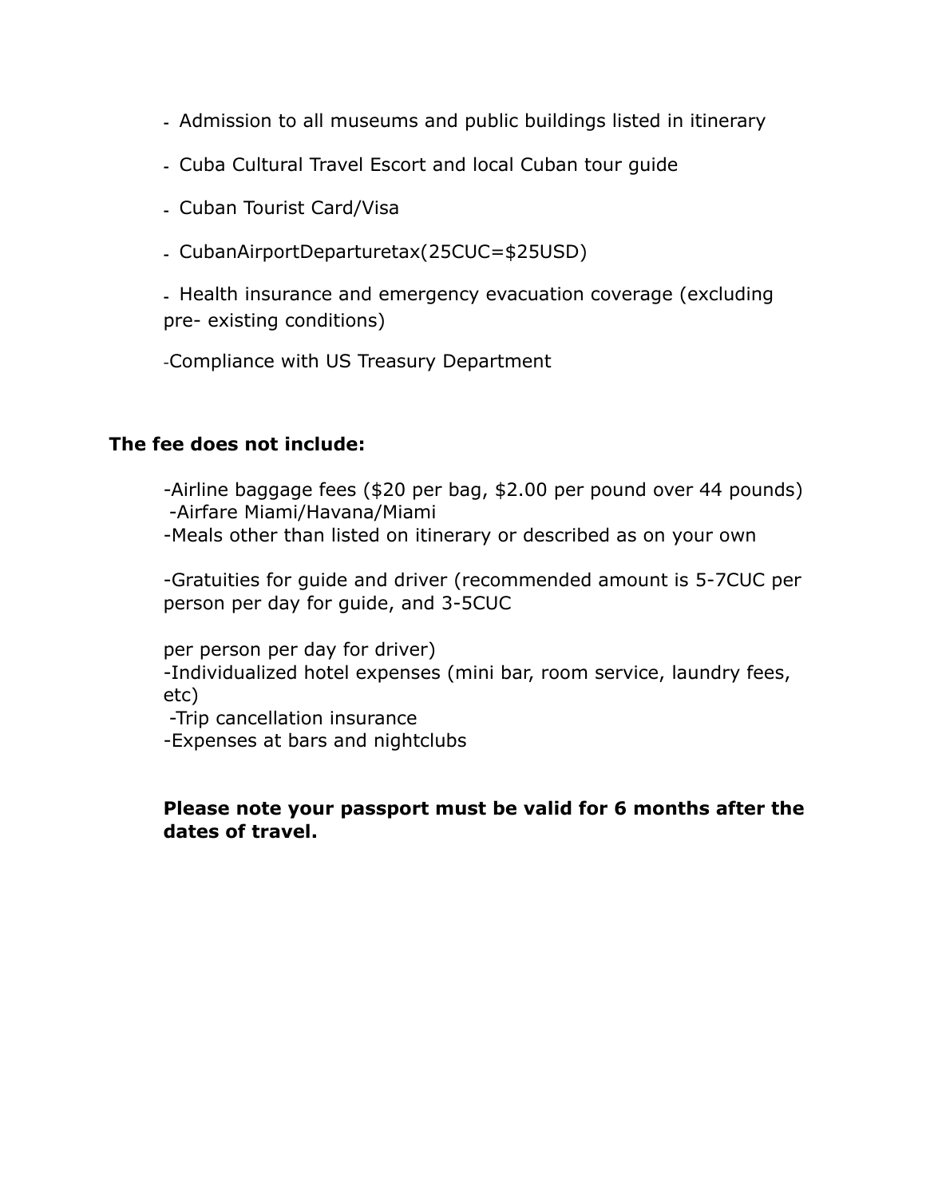- Admission to all museums and public buildings listed in itinerary
- Cuba Cultural Travel Escort and local Cuban tour guide
- Cuban Tourist Card/Visa
- CubanAirportDeparturetax(25CUC=$25USD)
- Health insurance and emergency evacuation coverage (excluding pre- existing conditions)
- Compliance with US Treasury Department

**The fee does not include:**

- Airline baggage fees ($20 per bag, $2.00 per pound over 44 pounds)
- Airfare Miami/Havana/Miami
- Meals other than listed on itinerary or described as on your own
- Gratuities for guide and driver (recommended amount is 5-7CUC per person per day for guide, and 3-5CUC per person per day for driver)
- Individualized hotel expenses (mini bar, room service, laundry fees, etc)
- Trip cancellation insurance
- Expenses at bars and nightclubs

**Please note your passport must be valid for 6 months after the dates of travel.**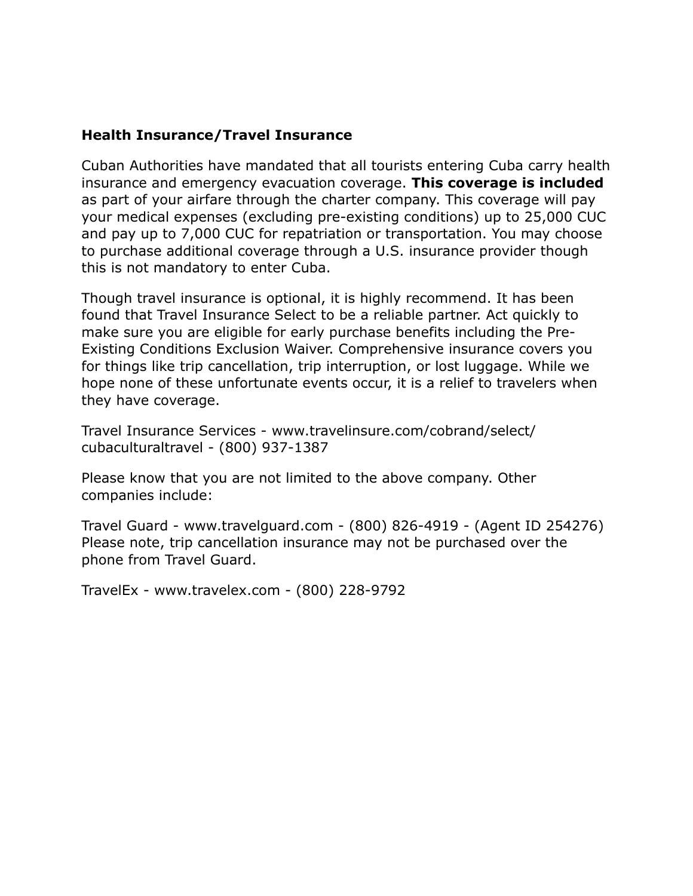## Health Insurance/Travel Insurance

Cuban Authorities have mandated that all tourists entering Cuba carry health insurance and emergency evacuation coverage. **This coverage is included** as part of your airfare through the charter company. This coverage will pay your medical expenses (excluding pre-existing conditions) up to 25,000 CUC and pay up to 7,000 CUC for repatriation or transportation. You may choose to purchase additional coverage through a U.S. insurance provider though this is not mandatory to enter Cuba.

Though travel insurance is optional, it is highly recommend. It has been found that Travel Insurance Select to be a reliable partner. Act quickly to make sure you are eligible for early purchase benefits including the Pre-Existing Conditions Exclusion Waiver. Comprehensive insurance covers you for things like trip cancellation, trip interruption, or lost luggage. While we hope none of these unfortunate events occur, it is a relief to travelers when they have coverage.

Travel Insurance Services - www.travelinsure.com/cobrand/select/cubaculturaltravel - (800) 937-1387

Please know that you are not limited to the above company. Other companies include:

Travel Guard - www.travelguard.com - (800) 826-4919 - (Agent ID 254276) Please note, trip cancellation insurance may not be purchased over the phone from Travel Guard.

TravelEx - www.travelex.com - (800) 228-9792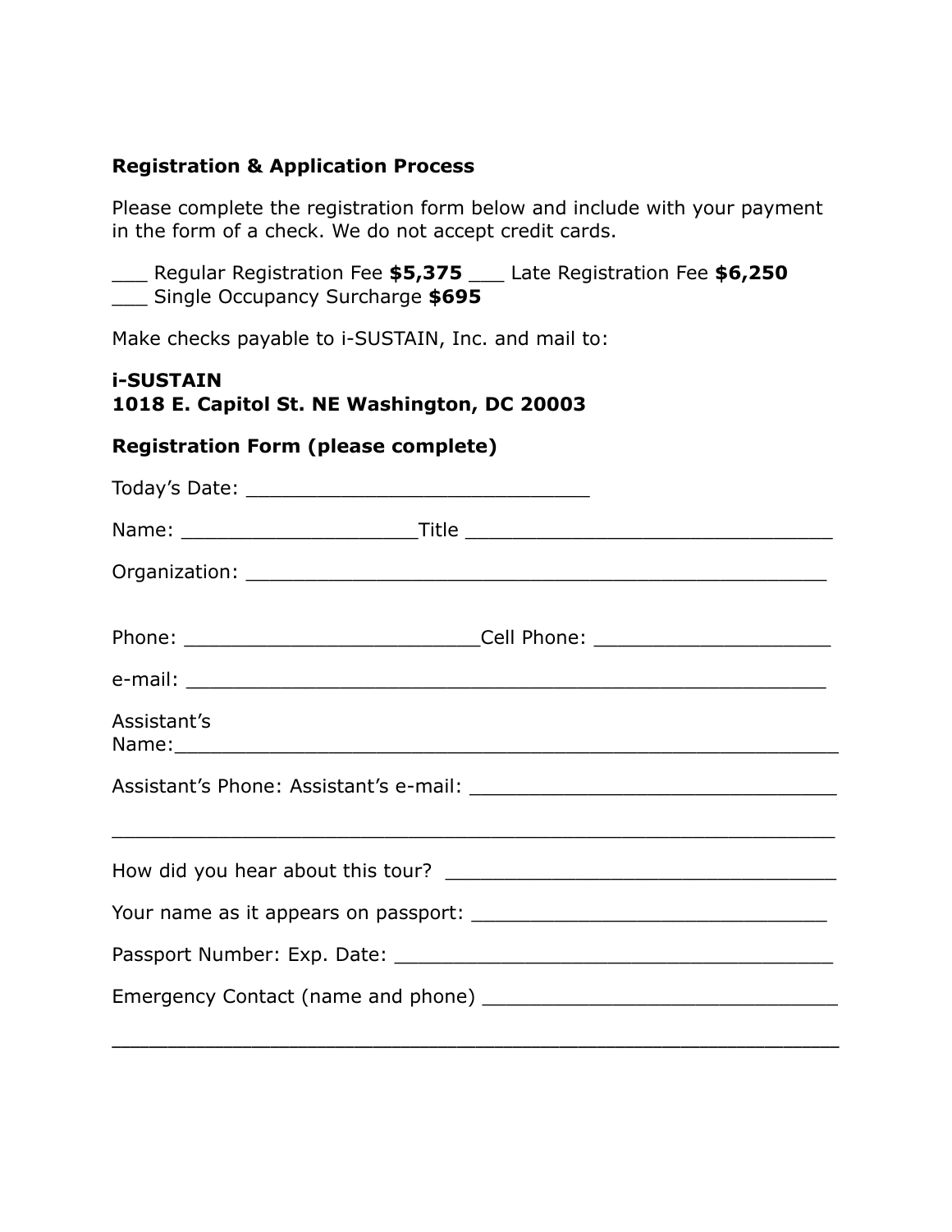**Registration & Application Process**

Please complete the registration form below and include with your payment in the form of a check. We do not accept credit cards.

___ Regular Registration Fee **$5,375** ___ Late Registration Fee **$6,250**
___ Single Occupancy Surcharge **$695**

Make checks payable to i-SUSTAIN, Inc. and mail to:

**i-SUSTAIN**
**1018 E. Capitol St. NE Washington, DC 20003**

**Registration Form (please complete)**

Today's Date: ______________________________

Name: ____________________Title ________________________________

Organization: ___________________________________________________

Phone: __________________________Cell Phone: _____________________

e-mail: ________________________________________________________

Assistant's Name:________________________________________________

Assistant's Phone: Assistant's e-mail: ________________________________

_______________________________________________________________

How did you hear about this tour? __________________________________

Your name as it appears on passport: _______________________________

Passport Number: Exp. Date: ______________________________________

Emergency Contact (name and phone) _______________________________

_______________________________________________________________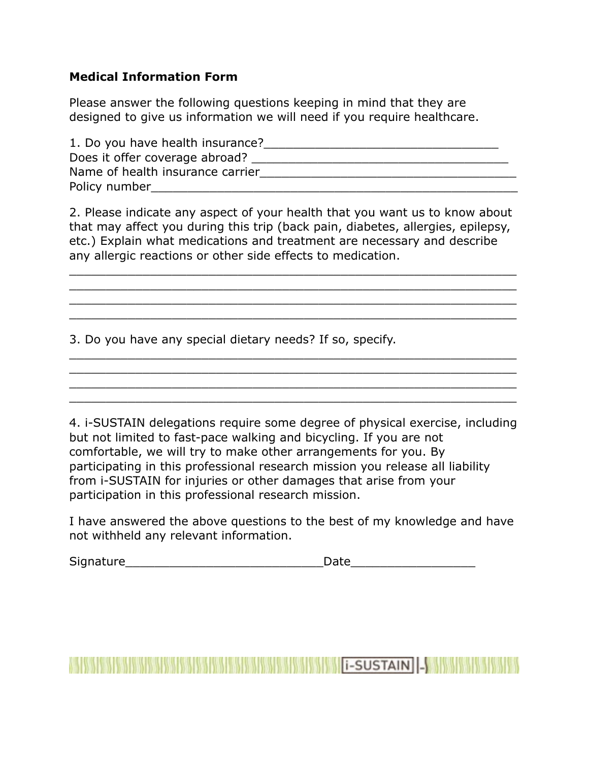**Medical Information Form**

Please answer the following questions keeping in mind that they are designed to give us information we will need if you require healthcare.

1. Do you have health insurance?________________________________
Does it offer coverage abroad? ___________________________________
Name of health insurance carrier___________________________________
Policy number_____________________________________________

2. Please indicate any aspect of your health that you want us to know about that may affect you during this trip (back pain, diabetes, allergies, epilepsy, etc.) Explain what medications and treatment are necessary and describe any allergic reactions or other side effects to medication.
______________________________________________________________
______________________________________________________________
______________________________________________________________
______________________________________________________________

3. Do you have any special dietary needs? If so, specify.
______________________________________________________________
______________________________________________________________
______________________________________________________________
______________________________________________________________

4. i-SUSTAIN delegations require some degree of physical exercise, including but not limited to fast-pace walking and bicycling. If you are not comfortable, we will try to make other arrangements for you. By participating in this professional research mission you release all liability from i-SUSTAIN for injuries or other damages that arise from your participation in this professional research mission.

I have answered the above questions to the best of my knowledge and have not withheld any relevant information.

Signature___________________________Date________________